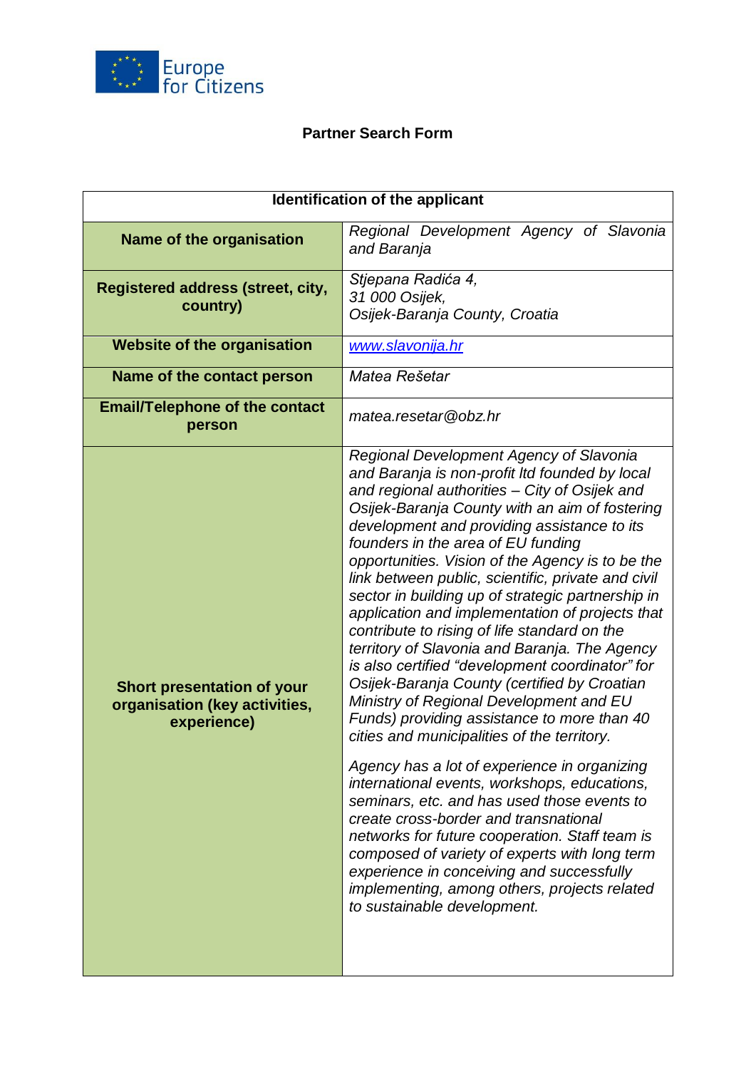Europe for Citizens

## Partner Search Form

| Identification of the applicant | |
|---|---|
| **Name of the organisation** | *Regional Development Agency of Slavonia and Baranja* |
| **Registered address (street, city, country)** | *Stjepana Radića 4,<br>31 000 Osijek,<br>Osijek-Baranja County, Croatia* |
| **Website of the organisation** | *www.slavonija.hr* |
| **Name of the contact person** | *Matea Rešetar* |
| **Email/Telephone of the contact person** | *matea.resetar@obz.hr* |
| **Short presentation of your organisation (key activities, experience)** | *Regional Development Agency of Slavonia and Baranja is non-profit ltd founded by local and regional authorities – City of Osijek and Osijek-Baranja County with an aim of fostering development and providing assistance to its founders in the area of EU funding opportunities. Vision of the Agency is to be the link between public, scientific, private and civil sector in building up of strategic partnership in application and implementation of projects that contribute to rising of life standard on the territory of Slavonia and Baranja. The Agency is also certified "development coordinator" for Osijek-Baranja County (certified by Croatian Ministry of Regional Development and EU Funds) providing assistance to more than 40 cities and municipalities of the territory.*<br><br>*Agency has a lot of experience in organizing international events, workshops, educations, seminars, etc. and has used those events to create cross-border and transnational networks for future cooperation. Staff team is composed of variety of experts with long term experience in conceiving and successfully implementing, among others, projects related to sustainable development.* |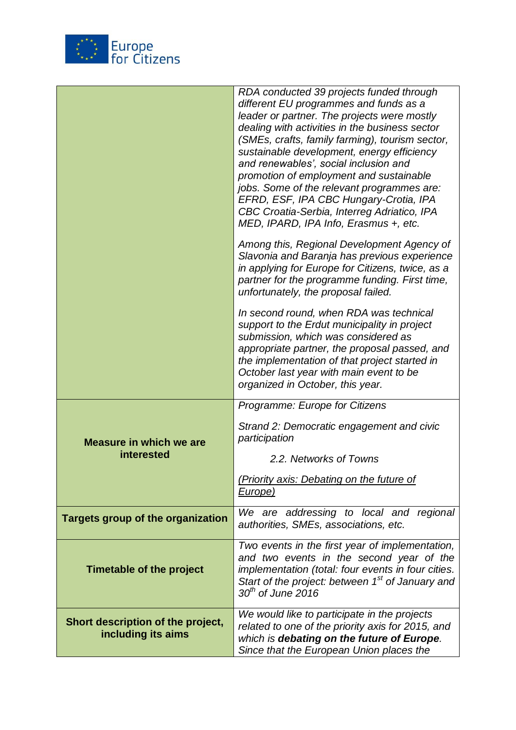| | |
|---|---|
| | *RDA conducted 39 projects funded through different EU programmes and funds as a leader or partner. The projects were mostly dealing with activities in the business sector (SMEs, crafts, family farming), tourism sector, sustainable development, energy efficiency and renewables', social inclusion and promotion of employment and sustainable jobs. Some of the relevant programmes are: EFRD, ESF, IPA CBC Hungary-Crotia, IPA CBC Croatia-Serbia, Interreg Adriatico, IPA MED, IPARD, IPA Info, Erasmus +, etc.*<br><br>*Among this, Regional Development Agency of Slavonia and Baranja has previous experience in applying for Europe for Citizens, twice, as a partner for the programme funding. First time, unfortunately, the proposal failed.*<br><br>*In second round, when RDA was technical support to the Erdut municipality in project submission, which was considered as appropriate partner, the proposal passed, and the implementation of that project started in October last year with main event to be organized in October, this year.* |
| **Measure in which we are interested** | *Programme: Europe for Citizens*<br><br>*Strand 2: Democratic engagement and civic participation*<br><br>*2.2. Networks of Towns*<br><br>*(Priority axis: Debating on the future of Europe)* |
| **Targets group of the organization** | *We are addressing to local and regional authorities, SMEs, associations, etc.* |
| **Timetable of the project** | *Two events in the first year of implementation, and two events in the second year of the implementation (total: four events in four cities. Start of the project: between 1st of January and 30th of June 2016* |
| **Short description of the project, including its aims** | *We would like to participate in the projects related to one of the priority axis for 2015, and which is **debating on the future of Europe**. Since that the European Union places the* |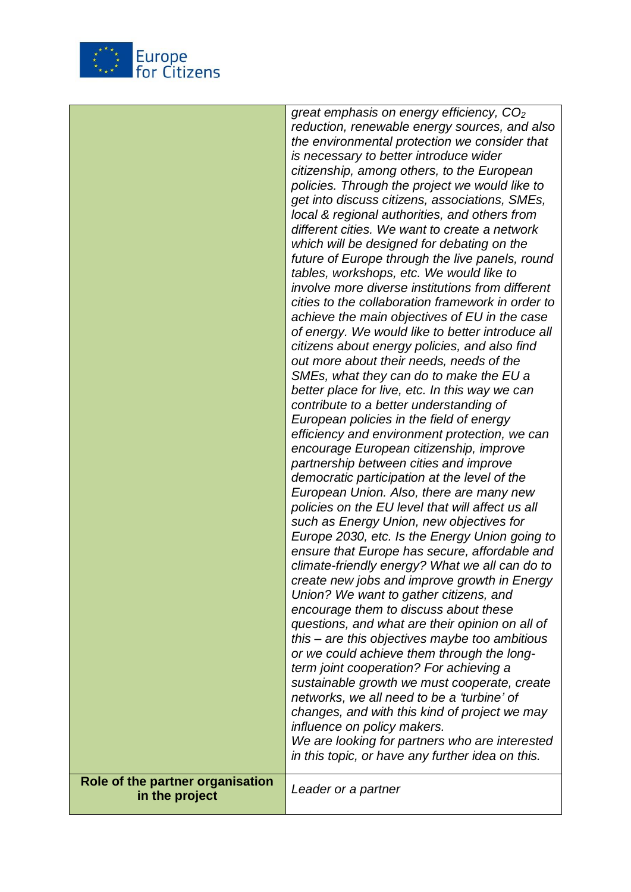| | |
|---|---|
| | *great emphasis on energy efficiency, $CO_2$ reduction, renewable energy sources, and also the environmental protection we consider that is necessary to better introduce wider citizenship, among others, to the European policies. Through the project we would like to get into discuss citizens, associations, SMEs, local & regional authorities, and others from different cities. We want to create a network which will be designed for debating on the future of Europe through the live panels, round tables, workshops, etc. We would like to involve more diverse institutions from different cities to the collaboration framework in order to achieve the main objectives of EU in the case of energy. We would like to better introduce all citizens about energy policies, and also find out more about their needs, needs of the SMEs, what they can do to make the EU a better place for live, etc. In this way we can contribute to a better understanding of European policies in the field of energy efficiency and environment protection, we can encourage European citizenship, improve partnership between cities and improve democratic participation at the level of the European Union. Also, there are many new policies on the EU level that will affect us all such as Energy Union, new objectives for Europe 2030, etc. Is the Energy Union going to ensure that Europe has secure, affordable and climate-friendly energy? What we all can do to create new jobs and improve growth in Energy Union? We want to gather citizens, and encourage them to discuss about these questions, and what are their opinion on all of this – are this objectives maybe too ambitious or we could achieve them through the long-term joint cooperation? For achieving a sustainable growth we must cooperate, create networks, we all need to be a 'turbine' of changes, and with this kind of project we may influence on policy makers.*<br>*We are looking for partners who are interested in this topic, or have any further idea on this.* |
| **Role of the partner organisation in the project** | *Leader or a partner* |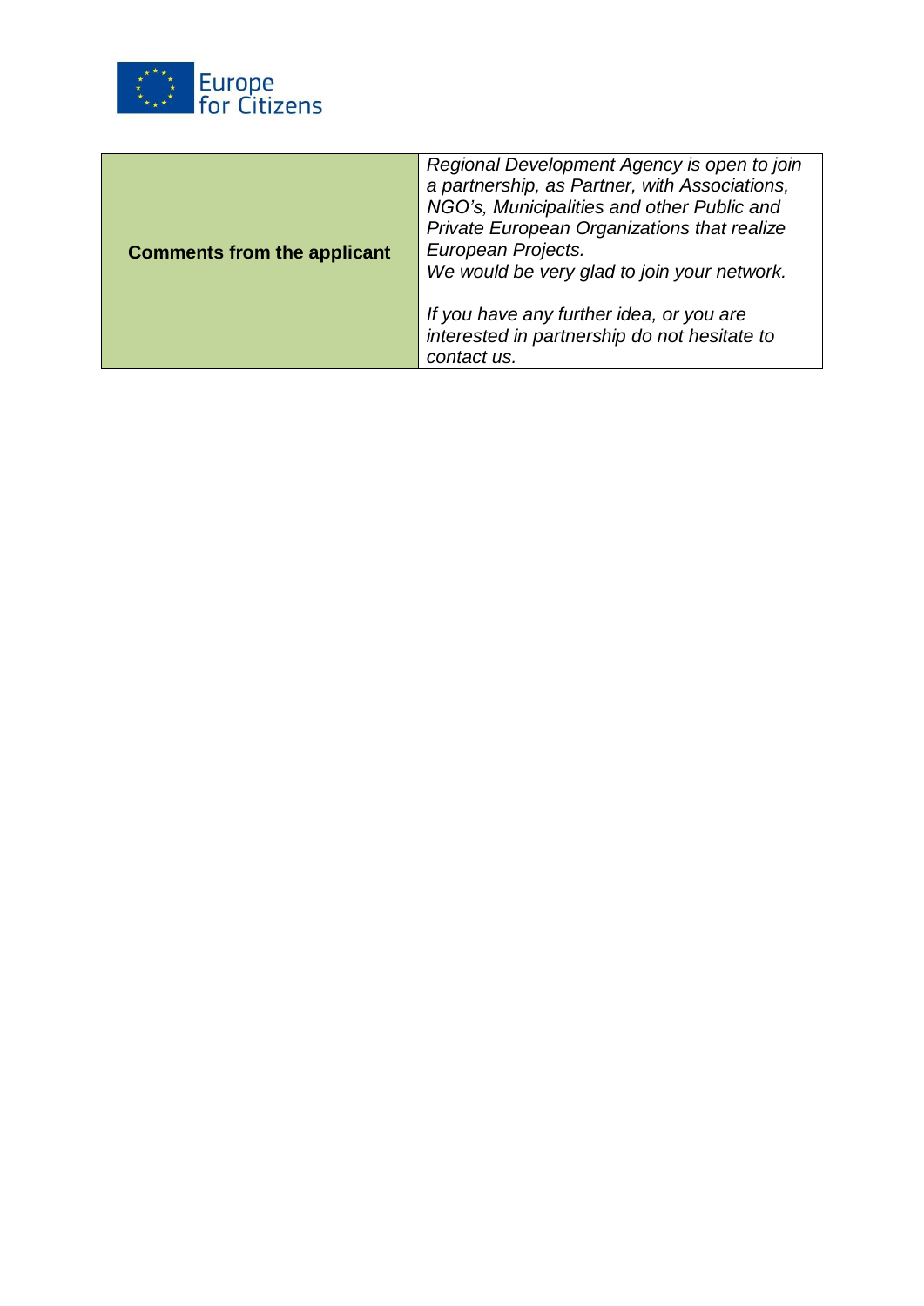| | |
|---|---|
| **Comments from the applicant** | *Regional Development Agency is open to join a partnership, as Partner, with Associations, NGO's, Municipalities and other Public and Private European Organizations that realize European Projects.*<br>*We would be very glad to join your network.*<br><br>*If you have any further idea, or you are interested in partnership do not hesitate to contact us.* |